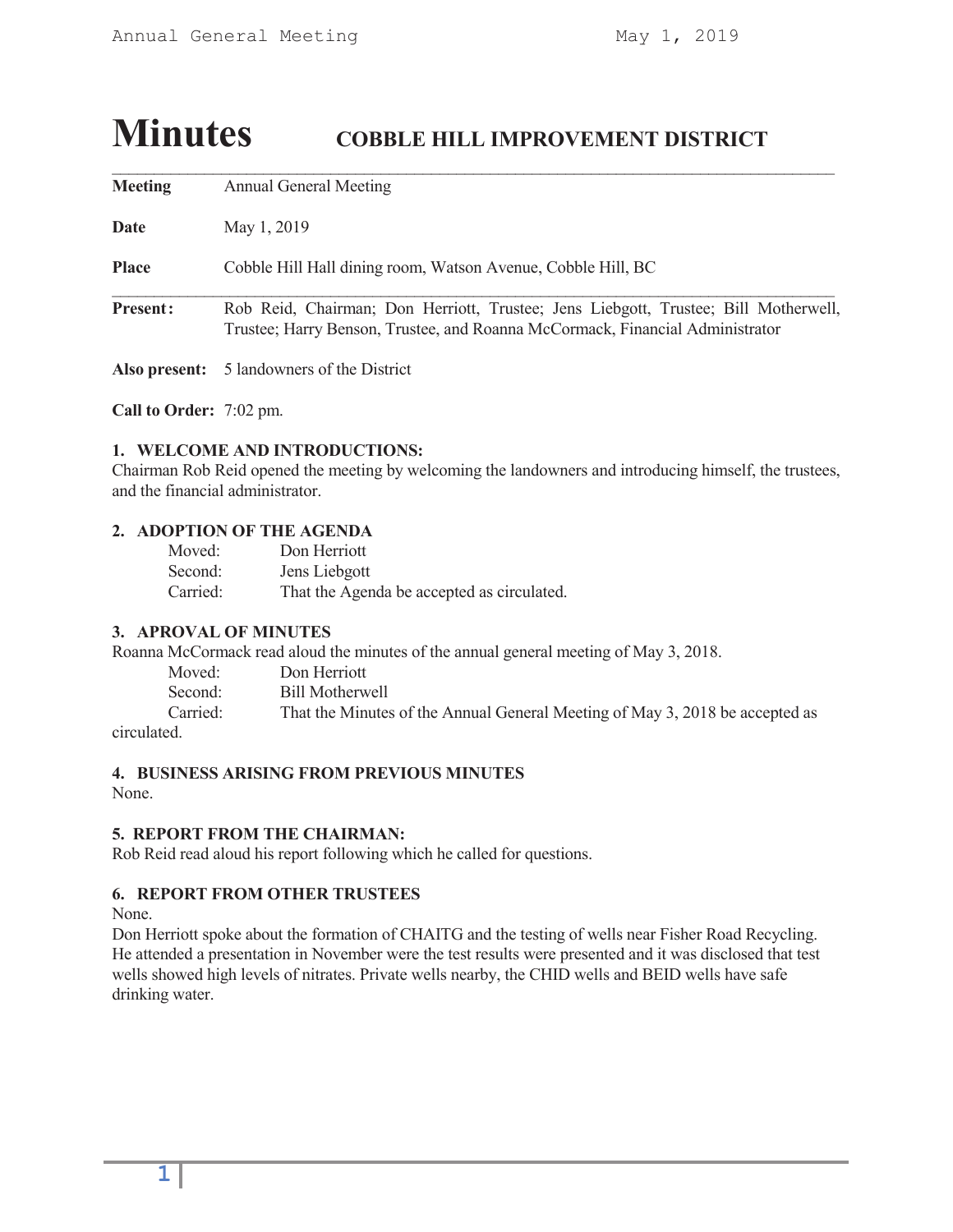# Minutes COBBLE HILL IMPROVEMENT DISTRICT

**Meeting** Annual General Meeting

**Date** May 1, 2019

**Place** Cobble Hill Hall dining room, Watson Avenue, Cobble Hill, BC

**Present:** Rob Reid, Chairman; Don Herriott, Trustee; Jens Liebgott, Trustee; Bill Motherwell, Trustee; Harry Benson, Trustee, and Roanna McCormack, Financial Administrator

**Also present:** 5 landowners of the District

**Call to Order:** 7:02 pm.

**1. WELCOME AND INTRODUCTIONS:**

Chairman Rob Reid opened the meeting by welcoming the landowners and introducing himself, the trustees, and the financial administrator.

**2. ADOPTION OF THE AGENDA**

Moved: Don Herriott
Second: Jens Liebgott
Carried: That the Agenda be accepted as circulated.

**3. APROVAL OF MINUTES**

Roanna McCormack read aloud the minutes of the annual general meeting of May 3, 2018.

Moved: Don Herriott
Second: Bill Motherwell
Carried: That the Minutes of the Annual General Meeting of May 3, 2018 be accepted as circulated.

**4. BUSINESS ARISING FROM PREVIOUS MINUTES**

None.

**5. REPORT FROM THE CHAIRMAN:**

Rob Reid read aloud his report following which he called for questions.

**6. REPORT FROM OTHER TRUSTEES**

None.

Don Herriott spoke about the formation of CHAITG and the testing of wells near Fisher Road Recycling. He attended a presentation in November were the test results were presented and it was disclosed that test wells showed high levels of nitrates. Private wells nearby, the CHID wells and BEID wells have safe drinking water.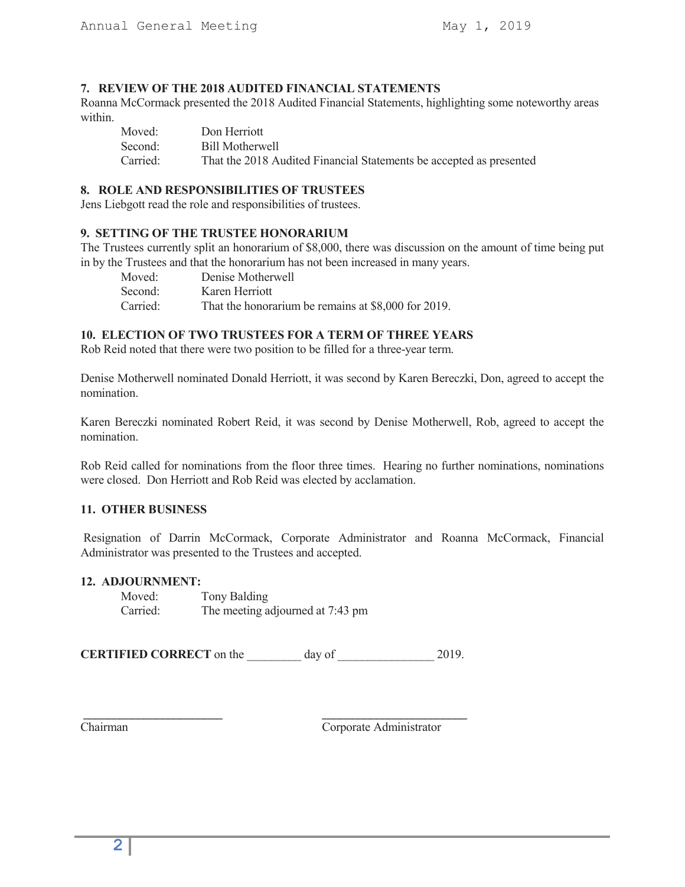### 7. REVIEW OF THE 2018 AUDITED FINANCIAL STATEMENTS

Roanna McCormack presented the 2018 Audited Financial Statements, highlighting some noteworthy areas within.

| | |
|---|---|
| Moved: | Don Herriott |
| Second: | Bill Motherwell |
| Carried: | That the 2018 Audited Financial Statements be accepted as presented |

### 8. ROLE AND RESPONSIBILITIES OF TRUSTEES

Jens Liebgott read the role and responsibilities of trustees.

### 9. SETTING OF THE TRUSTEE HONORARIUM

The Trustees currently split an honorarium of $8,000, there was discussion on the amount of time being put in by the Trustees and that the honorarium has not been increased in many years.

| | |
|---|---|
| Moved: | Denise Motherwell |
| Second: | Karen Herriott |
| Carried: | That the honorarium be remains at $8,000 for 2019. |

### 10. ELECTION OF TWO TRUSTEES FOR A TERM OF THREE YEARS

Rob Reid noted that there were two position to be filled for a three-year term.

Denise Motherwell nominated Donald Herriott, it was second by Karen Bereczki, Don, agreed to accept the nomination.

Karen Bereczki nominated Robert Reid, it was second by Denise Motherwell, Rob, agreed to accept the nomination.

Rob Reid called for nominations from the floor three times. Hearing no further nominations, nominations were closed. Don Herriott and Rob Reid was elected by acclamation.

### 11. OTHER BUSINESS

Resignation of Darrin McCormack, Corporate Administrator and Roanna McCormack, Financial Administrator was presented to the Trustees and accepted.

### 12. ADJOURNMENT:

| | |
|---|---|
| Moved: | Tony Balding |
| Carried: | The meeting adjourned at 7:43 pm |

**CERTIFIED CORRECT** on the _________ day of ________________ 2019.

_______________________ _______________________

Chairman Corporate Administrator